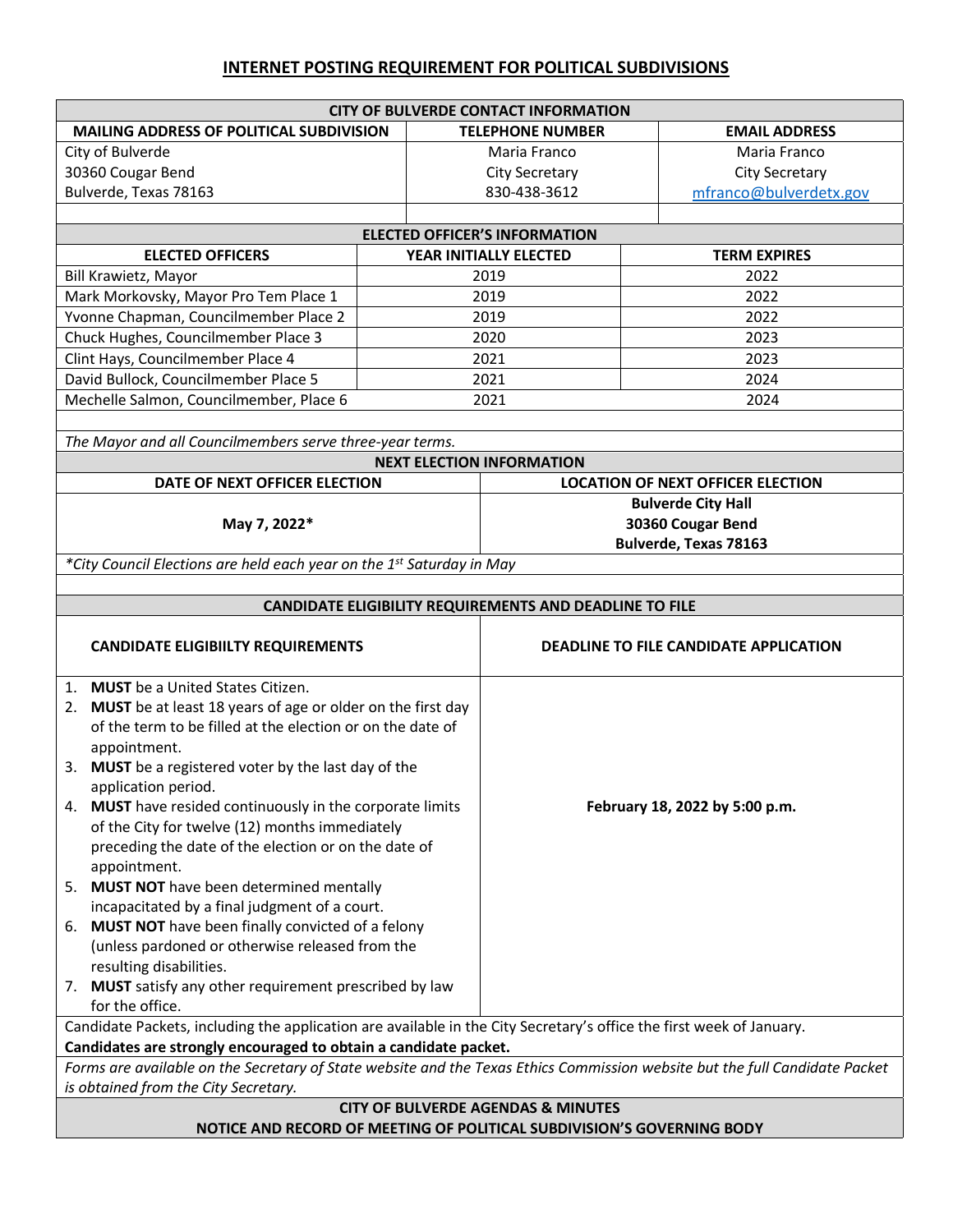# INTERNET POSTING REQUIREMENT FOR POLITICAL SUBDIVISIONS

| CITY OF BULVERDE CONTACT INFORMATION | | |
|---|---|---|
| **MAILING ADDRESS OF POLITICAL SUBDIVISION** | **TELEPHONE NUMBER** | **EMAIL ADDRESS** |
| City of Bulverde<br>30360 Cougar Bend<br>Bulverde, Texas 78163 | Maria Franco<br>City Secretary<br>830-438-3612 | Maria Franco<br>City Secretary<br>mfranco@bulverdetx.gov |

| ELECTED OFFICER'S INFORMATION | | |
|---|---|---|
| **ELECTED OFFICERS** | **YEAR INITIALLY ELECTED** | **TERM EXPIRES** |
| Bill Krawietz, Mayor | 2019 | 2022 |
| Mark Morkovsky, Mayor Pro Tem Place 1 | 2019 | 2022 |
| Yvonne Chapman, Councilmember Place 2 | 2019 | 2022 |
| Chuck Hughes, Councilmember Place 3 | 2020 | 2023 |
| Clint Hays, Councilmember Place 4 | 2021 | 2023 |
| David Bullock, Councilmember Place 5 | 2021 | 2024 |
| Mechelle Salmon, Councilmember, Place 6 | 2021 | 2024 |

*The Mayor and all Councilmembers serve three-year terms.*

| NEXT ELECTION INFORMATION | |
|---|---|
| **DATE OF NEXT OFFICER ELECTION** | **LOCATION OF NEXT OFFICER ELECTION** |
| **May 7, 2022*** | **Bulverde City Hall<br>30360 Cougar Bend<br>Bulverde, Texas 78163** |

*\*City Council Elections are held each year on the 1st Saturday in May*

| CANDIDATE ELIGIBILITY REQUIREMENTS AND DEADLINE TO FILE | |
|---|---|
| **CANDIDATE ELIGIBIILTY REQUIREMENTS** | **DEADLINE TO FILE CANDIDATE APPLICATION** |
| 1. **MUST** be a United States Citizen.<br>2. **MUST** be at least 18 years of age or older on the first day of the term to be filled at the election or on the date of appointment.<br>3. **MUST** be a registered voter by the last day of the application period.<br>4. **MUST** have resided continuously in the corporate limits of the City for twelve (12) months immediately preceding the date of the election or on the date of appointment.<br>5. **MUST NOT** have been determined mentally incapacitated by a final judgment of a court.<br>6. **MUST NOT** have been finally convicted of a felony (unless pardoned or otherwise released from the resulting disabilities.<br>7. **MUST** satisfy any other requirement prescribed by law for the office. | **February 18, 2022 by 5:00 p.m.** |

Candidate Packets, including the application are available in the City Secretary's office the first week of January.
**Candidates are strongly encouraged to obtain a candidate packet.**

*Forms are available on the Secretary of State website and the Texas Ethics Commission website but the full Candidate Packet is obtained from the City Secretary.*

**CITY OF BULVERDE AGENDAS & MINUTES**
**NOTICE AND RECORD OF MEETING OF POLITICAL SUBDIVISION'S GOVERNING BODY**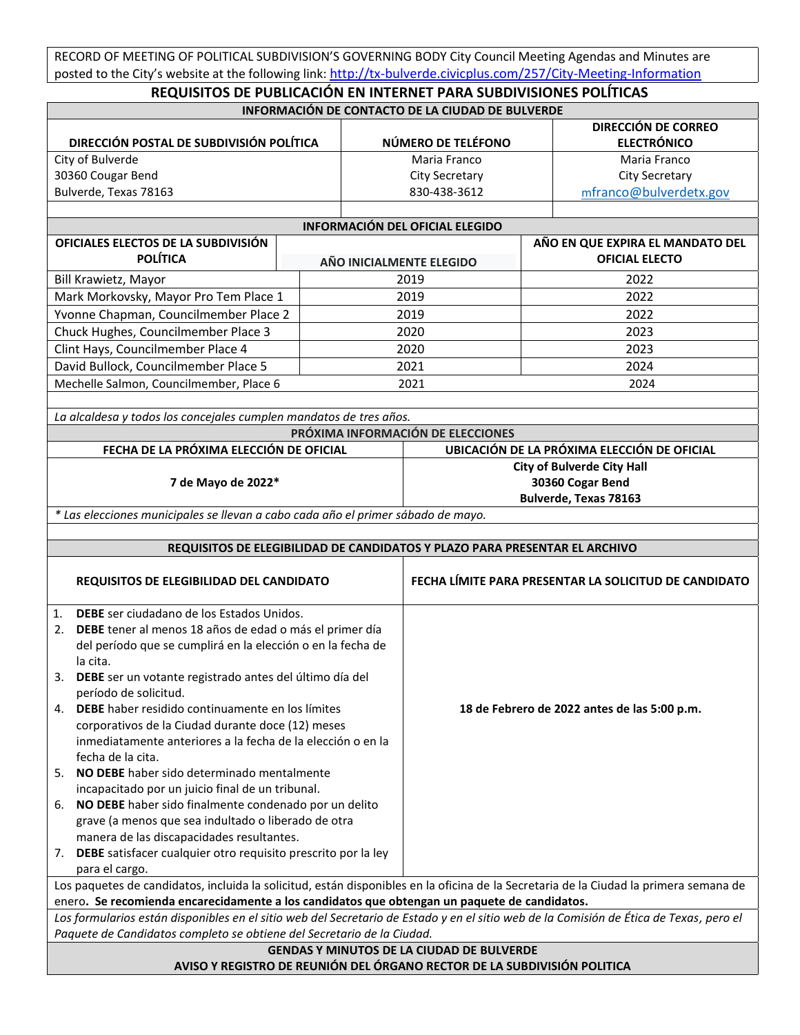RECORD OF MEETING OF POLITICAL SUBDIVISION'S GOVERNING BODY City Council Meeting Agendas and Minutes are posted to the City's website at the following link: http://tx-bulverde.civicplus.com/257/City-Meeting-Information

## REQUISITOS DE PUBLICACIÓN EN INTERNET PARA SUBDIVISIONES POLÍTICAS

**INFORMACIÓN DE CONTACTO DE LA CIUDAD DE BULVERDE**

| DIRECCIÓN POSTAL DE SUBDIVISIÓN POLÍTICA | NÚMERO DE TELÉFONO | DIRECCIÓN DE CORREO ELECTRÓNICO |
|---|---|---|
| City of Bulverde<br>30360 Cougar Bend<br>Bulverde, Texas 78163 | Maria Franco<br>City Secretary<br>830-438-3612 | Maria Franco<br>City Secretary<br>mfranco@bulverdetx.gov |

**INFORMACIÓN DEL OFICIAL ELEGIDO**

| OFICIALES ELECTOS DE LA SUBDIVISIÓN POLÍTICA | AÑO INICIALMENTE ELEGIDO | AÑO EN QUE EXPIRA EL MANDATO DEL OFICIAL ELECTO |
|---|---|---|
| Bill Krawietz, Mayor | 2019 | 2022 |
| Mark Morkovsky, Mayor Pro Tem Place 1 | 2019 | 2022 |
| Yvonne Chapman, Councilmember Place 2 | 2019 | 2022 |
| Chuck Hughes, Councilmember Place 3 | 2020 | 2023 |
| Clint Hays, Councilmember Place 4 | 2020 | 2023 |
| David Bullock, Councilmember Place 5 | 2021 | 2024 |
| Mechelle Salmon, Councilmember, Place 6 | 2021 | 2024 |

*La alcaldesa y todos los concejales cumplen mandatos de tres años.*

**PRÓXIMA INFORMACIÓN DE ELECCIONES**

| FECHA DE LA PRÓXIMA ELECCIÓN DE OFICIAL | UBICACIÓN DE LA PRÓXIMA ELECCIÓN DE OFICIAL |
|---|---|
| **7 de Mayo de 2022*** | **City of Bulverde City Hall<br>30360 Cogar Bend<br>Bulverde, Texas 78163** |

*\* Las elecciones municipales se llevan a cabo cada año el primer sábado de mayo.*

**REQUISITOS DE ELEGIBILIDAD DE CANDIDATOS Y PLAZO PARA PRESENTAR EL ARCHIVO**

| REQUISITOS DE ELEGIBILIDAD DEL CANDIDATO | FECHA LÍMITE PARA PRESENTAR LA SOLICITUD DE CANDIDATO |
|---|---|
| 1. **DEBE** ser ciudadano de los Estados Unidos.<br>2. **DEBE** tener al menos 18 años de edad o más el primer día del período que se cumplirá en la elección o en la fecha de la cita.<br>3. **DEBE** ser un votante registrado antes del último día del período de solicitud.<br>4. **DEBE** haber residido continuamente en los límites corporativos de la Ciudad durante doce (12) meses inmediatamente anteriores a la fecha de la elección o en la fecha de la cita.<br>5. **NO DEBE** haber sido determinado mentalmente incapacitado por un juicio final de un tribunal.<br>6. **NO DEBE** haber sido finalmente condenado por un delito grave (a menos que sea indultado o liberado de otra manera de las discapacidades resultantes.<br>7. **DEBE** satisfacer cualquier otro requisito prescrito por la ley para el cargo. | **18 de Febrero de 2022 antes de las 5:00 p.m.** |

Los paquetes de candidatos, incluida la solicitud, están disponibles en la oficina de la Secretaria de la Ciudad la primera semana de enero**. Se recomienda encarecidamente a los candidatos que obtengan un paquete de candidatos.**

*Los formularios están disponibles en el sitio web del Secretario de Estado y en el sitio web de la Comisión de Ética de Texas, pero el Paquete de Candidatos completo se obtiene del Secretario de la Ciudad.*

**GENDAS Y MINUTOS DE LA CIUDAD DE BULVERDE**
**AVISO Y REGISTRO DE REUNIÓN DEL ÓRGANO RECTOR DE LA SUBDIVISIÓN POLITICA**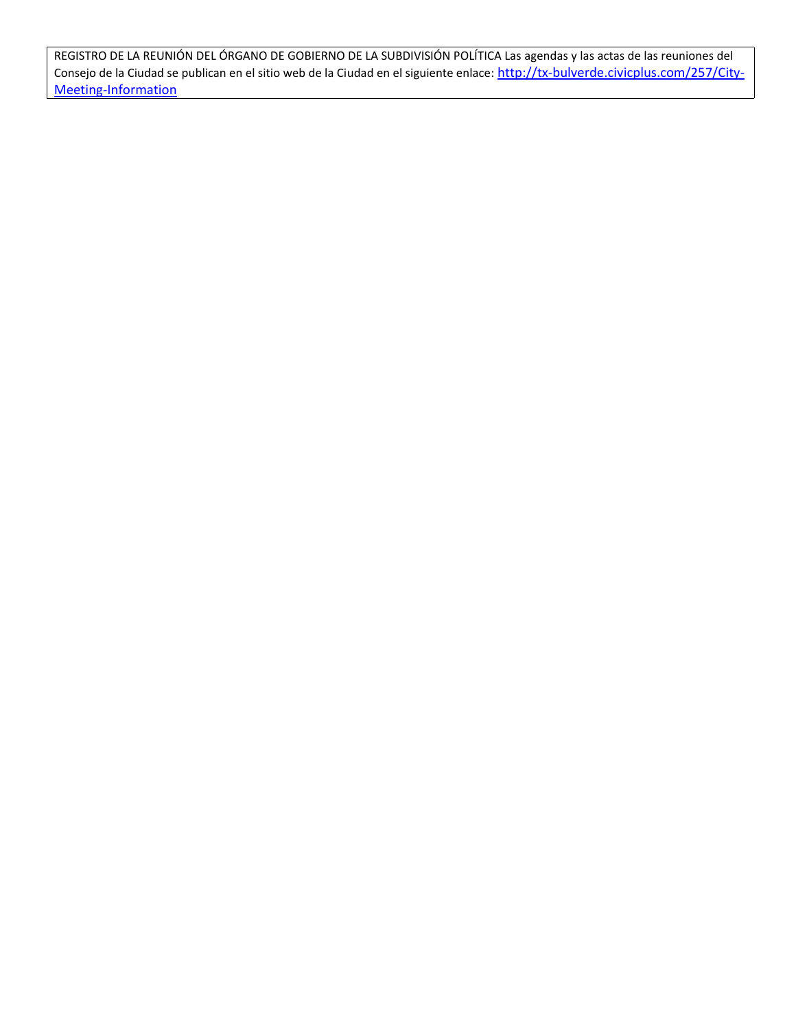REGISTRO DE LA REUNIÓN DEL ÓRGANO DE GOBIERNO DE LA SUBDIVISIÓN POLÍTICA Las agendas y las actas de las reuniones del Consejo de la Ciudad se publican en el sitio web de la Ciudad en el siguiente enlace: [http://tx-bulverde.civicplus.com/257/City-Meeting-Information](http://tx-bulverde.civicplus.com/257/City-Meeting-Information)